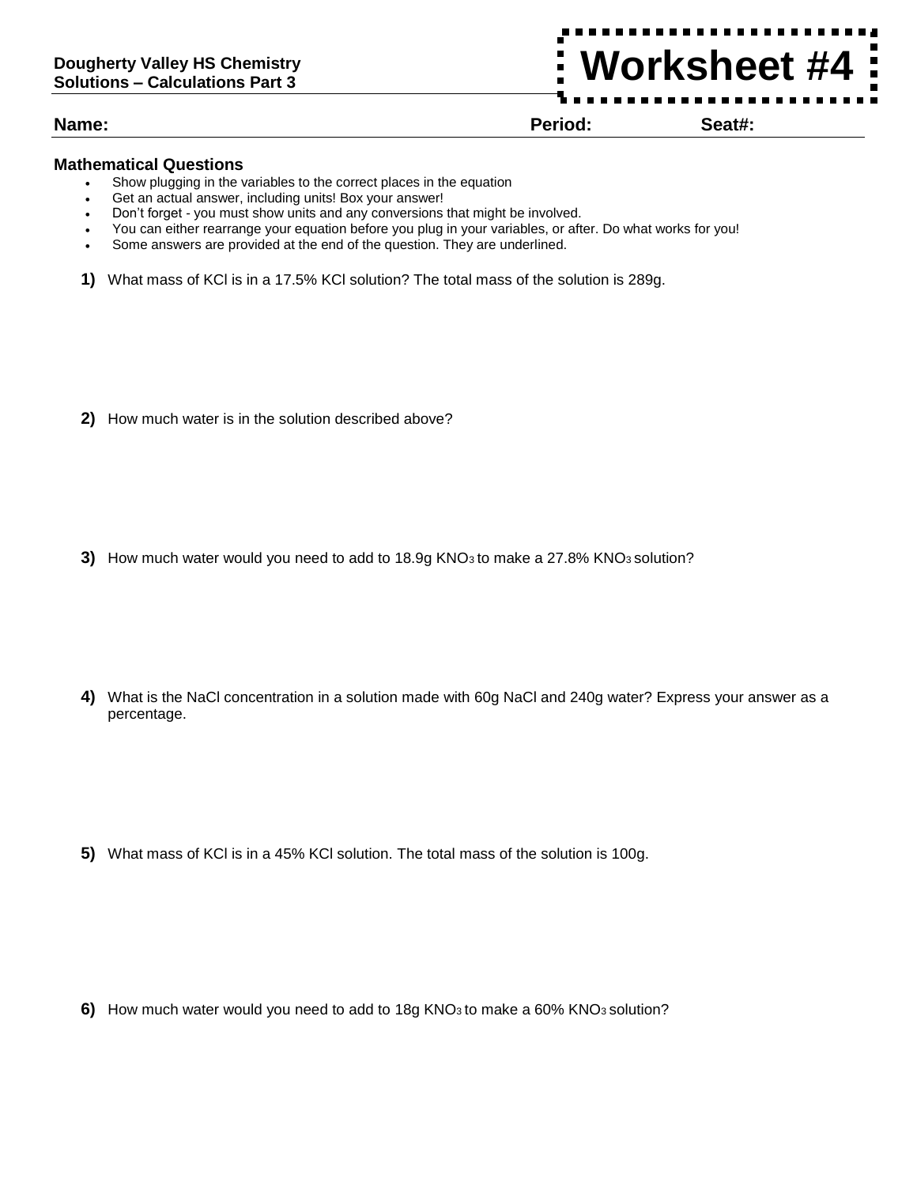**Dougherty Valley HS Chemistry**
**Solutions – Calculations Part 3**

# Worksheet #4

**Name:** **Period:** **Seat#:**

### Mathematical Questions

- Show plugging in the variables to the correct places in the equation
- Get an actual answer, including units! Box your answer!
- Don't forget - you must show units and any conversions that might be involved.
- You can either rearrange your equation before you plug in your variables, or after. Do what works for you!
- Some answers are provided at the end of the question. They are underlined.

**1)** What mass of KCl is in a 17.5% KCl solution? The total mass of the solution is 289g.

**2)** How much water is in the solution described above?

**3)** How much water would you need to add to 18.9g $KNO_3$ to make a 27.8% $KNO_3$ solution?

**4)** What is the NaCl concentration in a solution made with 60g NaCl and 240g water? Express your answer as a percentage.

**5)** What mass of KCl is in a 45% KCl solution. The total mass of the solution is 100g.

**6)** How much water would you need to add to 18g $KNO_3$ to make a 60% $KNO_3$ solution?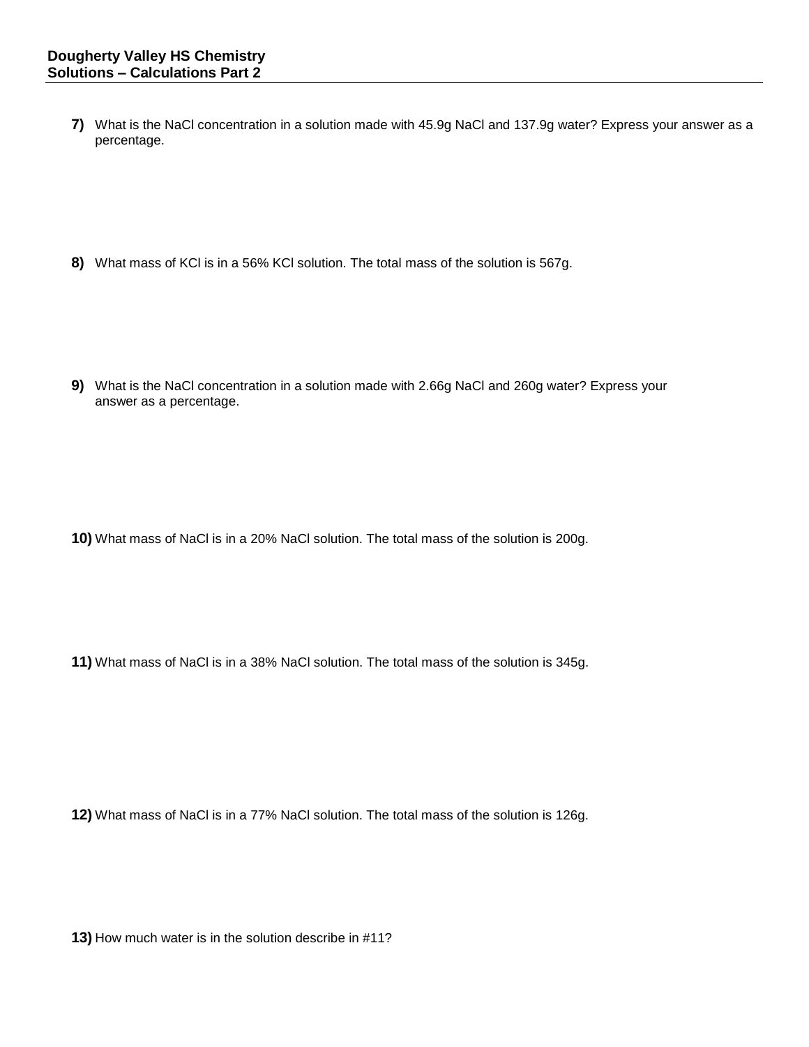**Dougherty Valley HS Chemistry**
**Solutions – Calculations Part 2**

**7)** What is the NaCl concentration in a solution made with 45.9g NaCl and 137.9g water? Express your answer as a percentage.

**8)** What mass of KCl is in a 56% KCl solution. The total mass of the solution is 567g.

**9)** What is the NaCl concentration in a solution made with 2.66g NaCl and 260g water? Express your answer as a percentage.

**10)** What mass of NaCl is in a 20% NaCl solution. The total mass of the solution is 200g.

**11)** What mass of NaCl is in a 38% NaCl solution. The total mass of the solution is 345g.

**12)** What mass of NaCl is in a 77% NaCl solution. The total mass of the solution is 126g.

**13)** How much water is in the solution describe in #11?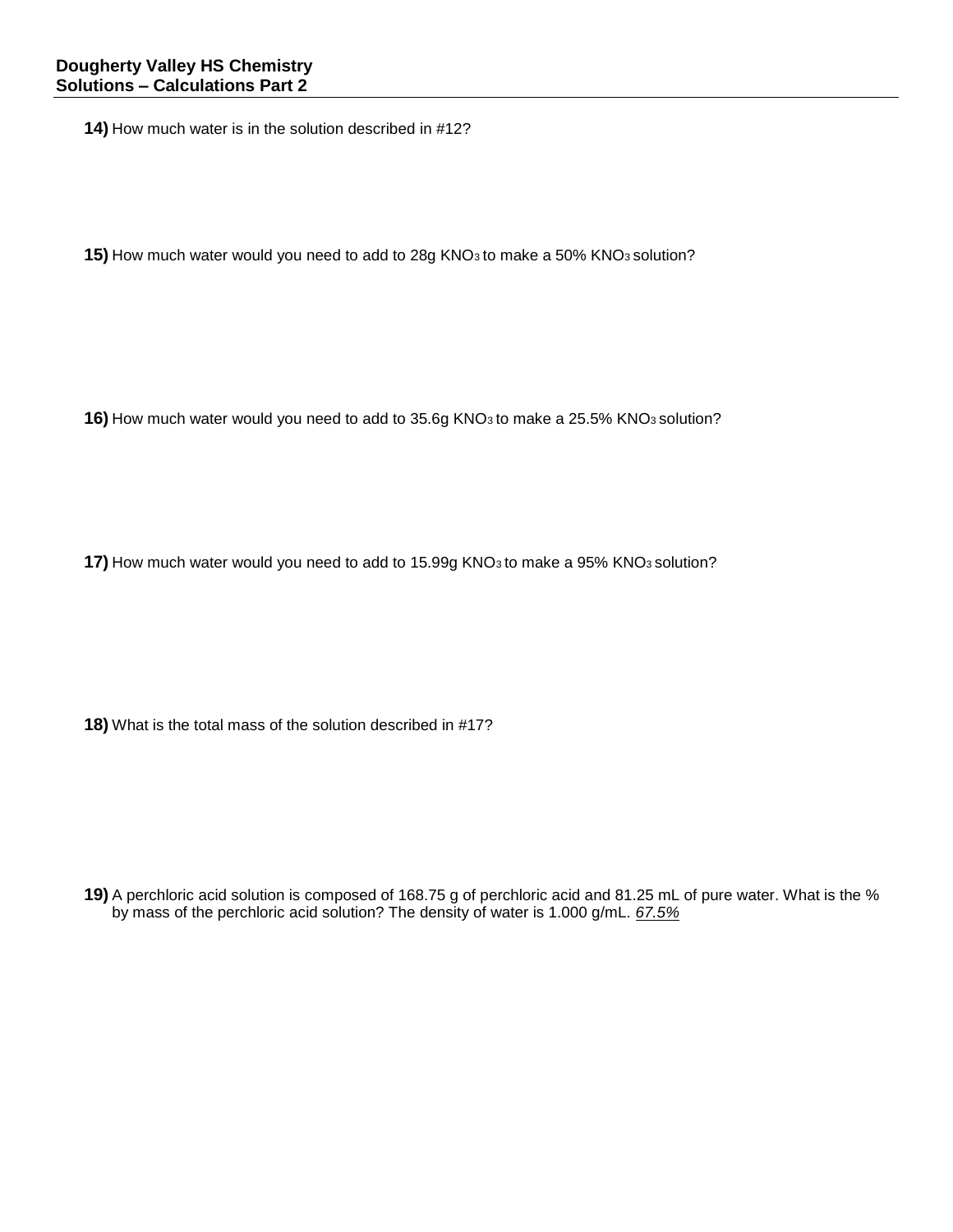**14)** How much water is in the solution described in #12?

**15)** How much water would you need to add to 28g $KNO_3$ to make a 50% $KNO_3$ solution?

**16)** How much water would you need to add to 35.6g $KNO_3$ to make a 25.5% $KNO_3$ solution?

**17)** How much water would you need to add to 15.99g $KNO_3$ to make a 95% $KNO_3$ solution?

**18)** What is the total mass of the solution described in #17?

**19)** A perchloric acid solution is composed of 168.75 g of perchloric acid and 81.25 mL of pure water. What is the % by mass of the perchloric acid solution? The density of water is 1.000 g/mL. *67.5%*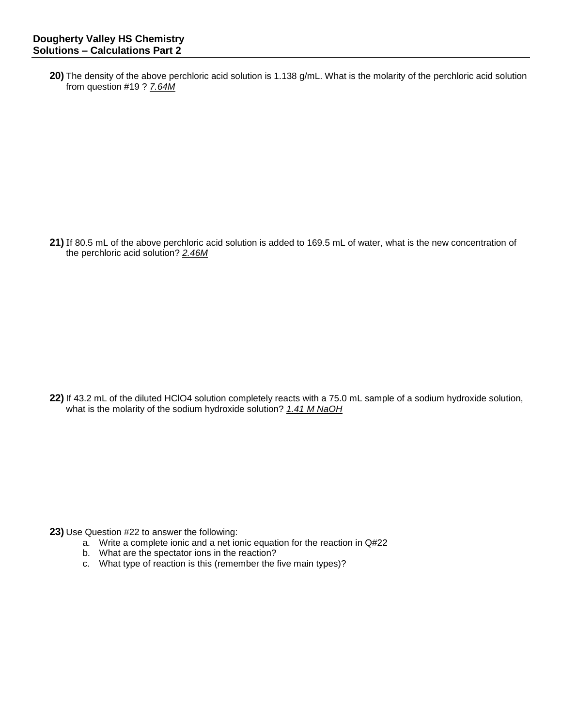**Dougherty Valley HS Chemistry**
**Solutions – Calculations Part 2**

**20)** The density of the above perchloric acid solution is 1.138 g/mL. What is the molarity of the perchloric acid solution from question #19 ? *7.64M*

**21)** If 80.5 mL of the above perchloric acid solution is added to 169.5 mL of water, what is the new concentration of the perchloric acid solution? *2.46M*

**22)** If 43.2 mL of the diluted $HClO_4$ solution completely reacts with a 75.0 mL sample of a sodium hydroxide solution, what is the molarity of the sodium hydroxide solution? *1.41 M NaOH*

**23)** Use Question #22 to answer the following:

a. Write a complete ionic and a net ionic equation for the reaction in Q#22
b. What are the spectator ions in the reaction?
c. What type of reaction is this (remember the five main types)?